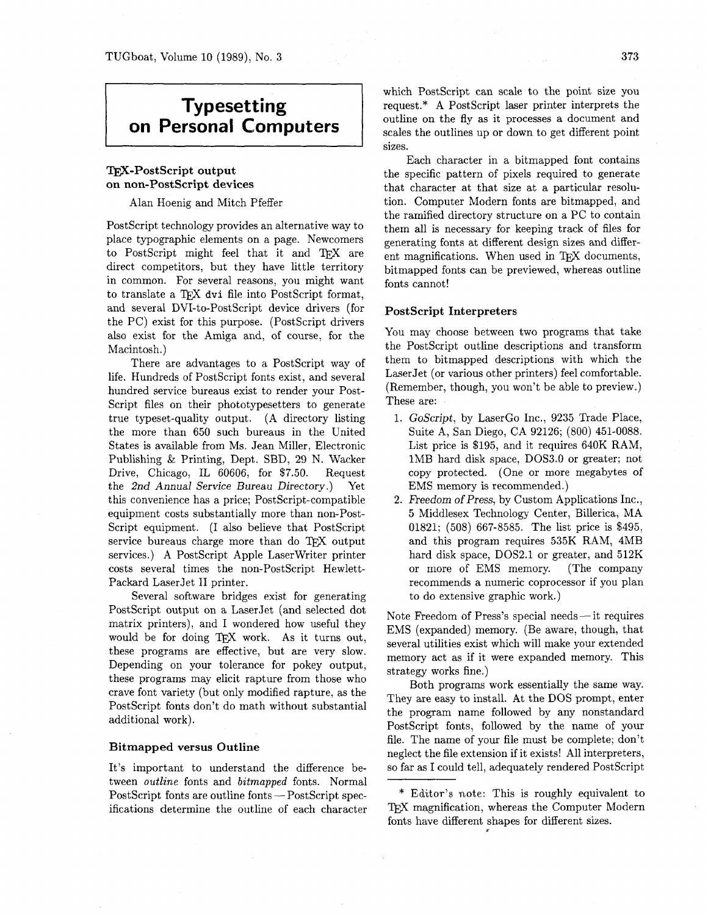// Typesetting on Personal Computers

## TEX-PostScript output on non-PostScript devices

Alan Hoenig and Mitch Pfeffer

PostScript technology provides an alternative way to place typographic elements on a page. Newcomers to PostScript might feel that it and TEX are direct competitors, but they have little territory in common. For several reasons, you might want to translate a TEX `dvi` file into PostScript format, and several DVI-to-PostScript device drivers (for the PC) exist for this purpose. (PostScript drivers also exist for the Amiga and, of course, for the Macintosh.)

There are advantages to a PostScript way of life. Hundreds of PostScript fonts exist, and several hundred service bureaus exist to render your PostScript files on their phototypesetters to generate true typeset-quality output. (A directory listing the more than 650 such bureaus in the United States is available from Ms. Jean Miller, Electronic Publishing & Printing, Dept. SBD, 29 N. Wacker Drive, Chicago, IL 60606, for $7.50. Request the *2nd Annual Service Bureau Directory*.) Yet this convenience has a price; PostScript-compatible equipment costs substantially more than non-PostScript equipment. (I also believe that PostScript service bureaus charge more than do TEX output services.) A PostScript Apple LaserWriter printer costs several times the non-PostScript Hewlett-Packard LaserJet II printer.

Several software bridges exist for generating PostScript output on a LaserJet (and selected dot matrix printers), and I wondered how useful they would be for doing TEX work. As it turns out, these programs are effective, but are very slow. Depending on your tolerance for pokey output, these programs may elicit rapture from those who crave font variety (but only modified rapture, as the PostScript fonts don't do math without substantial additional work).

### Bitmapped versus Outline

It's important to understand the difference between *outline* fonts and *bitmapped* fonts. Normal PostScript fonts are outline fonts — PostScript specifications determine the outline of each character which PostScript can scale to the point size you request.* A PostScript laser printer interprets the outline on the fly as it processes a document and scales the outlines up or down to get different point sizes.

Each character in a bitmapped font contains the specific pattern of pixels required to generate that character at that size at a particular resolution. Computer Modern fonts are bitmapped, and the ramified directory structure on a PC to contain them all is necessary for keeping track of files for generating fonts at different design sizes and different magnifications. When used in TEX documents, bitmapped fonts can be previewed, whereas outline fonts cannot!

### PostScript Interpreters

You may choose between two programs that take the PostScript outline descriptions and transform them to bitmapped descriptions with which the LaserJet (or various other printers) feel comfortable. (Remember, though, you won't be able to preview.) These are:

1. *GoScript*, by LaserGo Inc., 9235 Trade Place, Suite A, San Diego, CA 92126; (800) 451-0088. List price is $195, and it requires 640K RAM, 1MB hard disk space, DOS3.0 or greater; not copy protected. (One or more megabytes of EMS memory is recommended.)
2. *Freedom of Press*, by Custom Applications Inc., 5 Middlesex Technology Center, Billerica, MA 01821; (508) 667-8585. The list price is $495, and this program requires 535K RAM, 4MB hard disk space, DOS2.1 or greater, and 512K or more of EMS memory. (The company recommends a numeric coprocessor if you plan to do extensive graphic work.)

Note Freedom of Press's special needs — it requires EMS (expanded) memory. (Be aware, though, that several utilities exist which will make your extended memory act as if it were expanded memory. This strategy works fine.)

Both programs work essentially the same way. They are easy to install. At the DOS prompt, enter the program name followed by any nonstandard PostScript fonts, followed by the name of your file. The name of your file must be complete; don't neglect the file extension if it exists! All interpreters, so far as I could tell, adequately rendered PostScript

---

\* Editor's note: This is roughly equivalent to TEX magnification, whereas the Computer Modern fonts have different shapes for different sizes.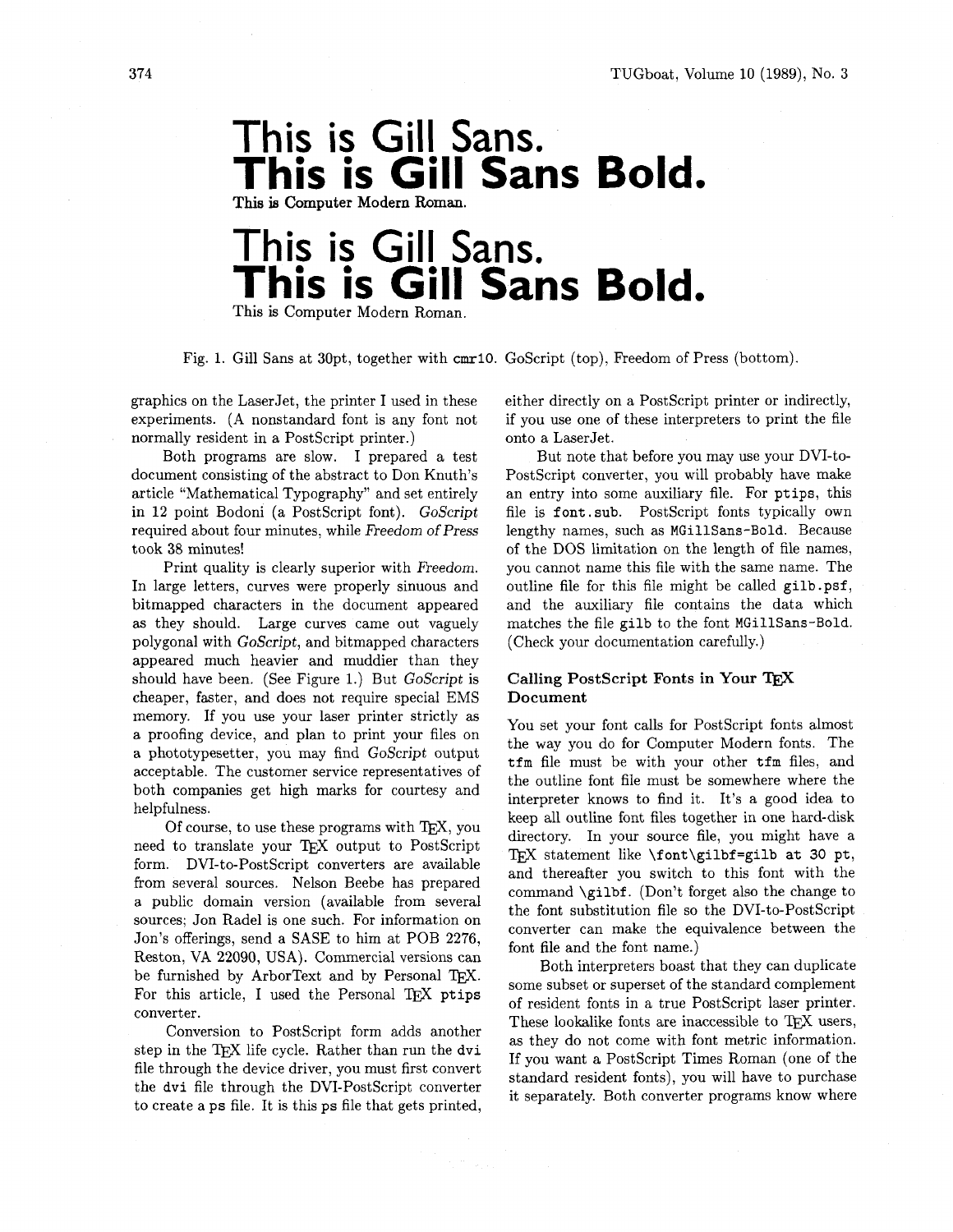This is Gill Sans.
**This is Gill Sans Bold.**
This is Computer Modern Roman.

This is Gill Sans.
**This is Gill Sans Bold.**
This is Computer Modern Roman.

Fig. 1. Gill Sans at 30pt, together with `cmr10`. GoScript (top), Freedom of Press (bottom).

graphics on the LaserJet, the printer I used in these experiments. (A nonstandard font is any font not normally resident in a PostScript printer.)

Both programs are slow. I prepared a test document consisting of the abstract to Don Knuth's article "Mathematical Typography" and set entirely in 12 point Bodoni (a PostScript font). *GoScript* required about four minutes, while *Freedom of Press* took 38 minutes!

Print quality is clearly superior with *Freedom*. In large letters, curves were properly sinuous and bitmapped characters in the document appeared as they should. Large curves came out vaguely polygonal with *GoScript*, and bitmapped characters appeared much heavier and muddier than they should have been. (See Figure 1.) But *GoScript* is cheaper, faster, and does not require special EMS memory. If you use your laser printer strictly as a proofing device, and plan to print your files on a phototypesetter, you may find *GoScript* output acceptable. The customer service representatives of both companies get high marks for courtesy and helpfulness.

Of course, to use these programs with TeX, you need to translate your TeX output to PostScript form. DVI-to-PostScript converters are available from several sources. Nelson Beebe has prepared a public domain version (available from several sources; Jon Radel is one such. For information on Jon's offerings, send a SASE to him at POB 2276, Reston, VA 22090, USA). Commercial versions can be furnished by ArborText and by Personal TeX. For this article, I used the Personal TeX `ptips` converter.

Conversion to PostScript form adds another step in the TeX life cycle. Rather than run the `dvi` file through the device driver, you must first convert the `dvi` file through the DVI-PostScript converter to create a `ps` file. It is this `ps` file that gets printed, either directly on a PostScript printer or indirectly, if you use one of these interpreters to print the file onto a LaserJet.

But note that before you may use your DVI-to-PostScript converter, you will probably have make an entry into some auxiliary file. For `ptips`, this file is `font.sub`. PostScript fonts typically own lengthy names, such as `MGillSans-Bold`. Because of the DOS limitation on the length of file names, you cannot name this file with the same name. The outline file for this file might be called `gilb.psf`, and the auxiliary file contains the data which matches the file `gilb` to the font `MGillSans-Bold`. (Check your documentation carefully.)

## Calling PostScript Fonts in Your TeX Document

You set your font calls for PostScript fonts almost the way you do for Computer Modern fonts. The `tfm` file must be with your other `tfm` files, and the outline font file must be somewhere where the interpreter knows to find it. It's a good idea to keep all outline font files together in one hard-disk directory. In your source file, you might have a TeX statement like `\font\gilbf=gilb at 30 pt`, and thereafter you switch to this font with the command `\gilbf`. (Don't forget also the change to the font substitution file so the DVI-to-PostScript converter can make the equivalence between the font file and the font name.)

Both interpreters boast that they can duplicate some subset or superset of the standard complement of resident fonts in a true PostScript laser printer. These lookalike fonts are inaccessible to TeX users, as they do not come with font metric information. If you want a PostScript Times Roman (one of the standard resident fonts), you will have to purchase it separately. Both converter programs know where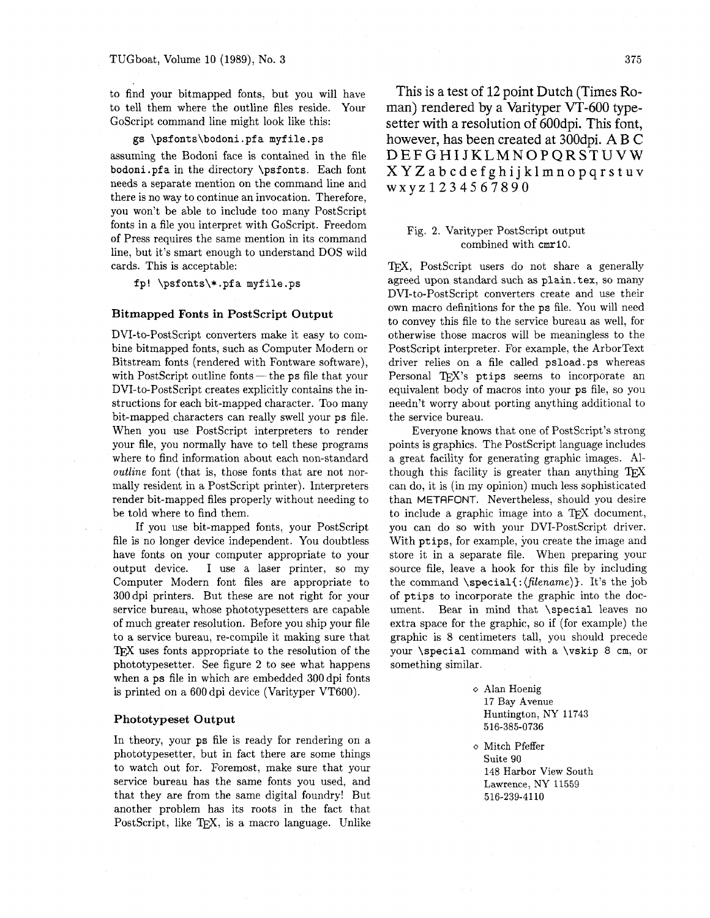to find your bitmapped fonts, but you will have to tell them where the outline files reside. Your GoScript command line might look like this:

```
gs \psfonts\bodoni.pfa myfile.ps
```

assuming the Bodoni face is contained in the file `bodoni.pfa` in the directory `\psfonts`. Each font needs a separate mention on the command line and there is no way to continue an invocation. Therefore, you won't be able to include too many PostScript fonts in a file you interpret with GoScript. Freedom of Press requires the same mention in its command line, but it's smart enough to understand DOS wild cards. This is acceptable:

```
fp! \psfonts\*.pfa myfile.ps
```

### Bitmapped Fonts in PostScript Output

DVI-to-PostScript converters make it easy to combine bitmapped fonts, such as Computer Modern or Bitstream fonts (rendered with Fontware software), with PostScript outline fonts — the ps file that your DVI-to-PostScript creates explicitly contains the instructions for each bit-mapped character. Too many bit-mapped characters can really swell your ps file. When you use PostScript interpreters to render your file, you normally have to tell these programs where to find information about each non-standard *outline* font (that is, those fonts that are not normally resident in a PostScript printer). Interpreters render bit-mapped files properly without needing to be told where to find them.

If you use bit-mapped fonts, your PostScript file is no longer device independent. You doubtless have fonts on your computer appropriate to your output device. I use a laser printer, so my Computer Modern font files are appropriate to 300 dpi printers. But these are not right for your service bureau, whose phototypesetters are capable of much greater resolution. Before you ship your file to a service bureau, re-compile it making sure that TEX uses fonts appropriate to the resolution of the phototypesetter. See figure 2 to see what happens when a ps file in which are embedded 300 dpi fonts is printed on a 600 dpi device (Varityper VT600).

### Phototypeset Output

In theory, your ps file is ready for rendering on a phototypesetter, but in fact there are some things to watch out for. Foremost, make sure that your service bureau has the same fonts you used, and that they are from the same digital foundry! But another problem has its roots in the fact that PostScript, like TEX, is a macro language. Unlike

This is a test of 12 point Dutch (Times Roman) rendered by a Varityper VT-600 typesetter with a resolution of 600dpi. This font, however, has been created at 300dpi. A B C D E F G H I J K L M N O P Q R S T U V W X Y Z a b c d e f g h i j k l m n o p q r s t u v w x y z 1 2 3 4 5 6 7 8 9 0

Fig. 2. Varityper PostScript output combined with `cmr10`.

TEX, PostScript users do not share a generally agreed upon standard such as `plain.tex`, so many DVI-to-PostScript converters create and use their own macro definitions for the ps file. You will need to convey this file to the service bureau as well, for otherwise those macros will be meaningless to the PostScript interpreter. For example, the ArborText driver relies on a file called `psload.ps` whereas Personal TEX's `ptips` seems to incorporate an equivalent body of macros into your ps file, so you needn't worry about porting anything additional to the service bureau.

Everyone knows that one of PostScript's strong points is graphics. The PostScript language includes a great facility for generating graphic images. Although this facility is greater than anything TEX can do, it is (in my opinion) much less sophisticated than METAFONT. Nevertheless, should you desire to include a graphic image into a TEX document, you can do so with your DVI-PostScript driver. With `ptips`, for example, you create the image and store it in a separate file. When preparing your source file, leave a hook for this file by including the command `\special{:`⟨*filename*⟩`}`. It's the job of `ptips` to incorporate the graphic into the document. Bear in mind that `\special` leaves no extra space for the graphic, so if (for example) the graphic is 8 centimeters tall, you should precede your `\special` command with a `\vskip 8 cm`, or something similar.

◇ Alan Hoenig
17 Bay Avenue
Huntington, NY 11743
516-385-0736

◇ Mitch Pfeffer
Suite 90
148 Harbor View South
Lawrence, NY 11559
516-239-4110